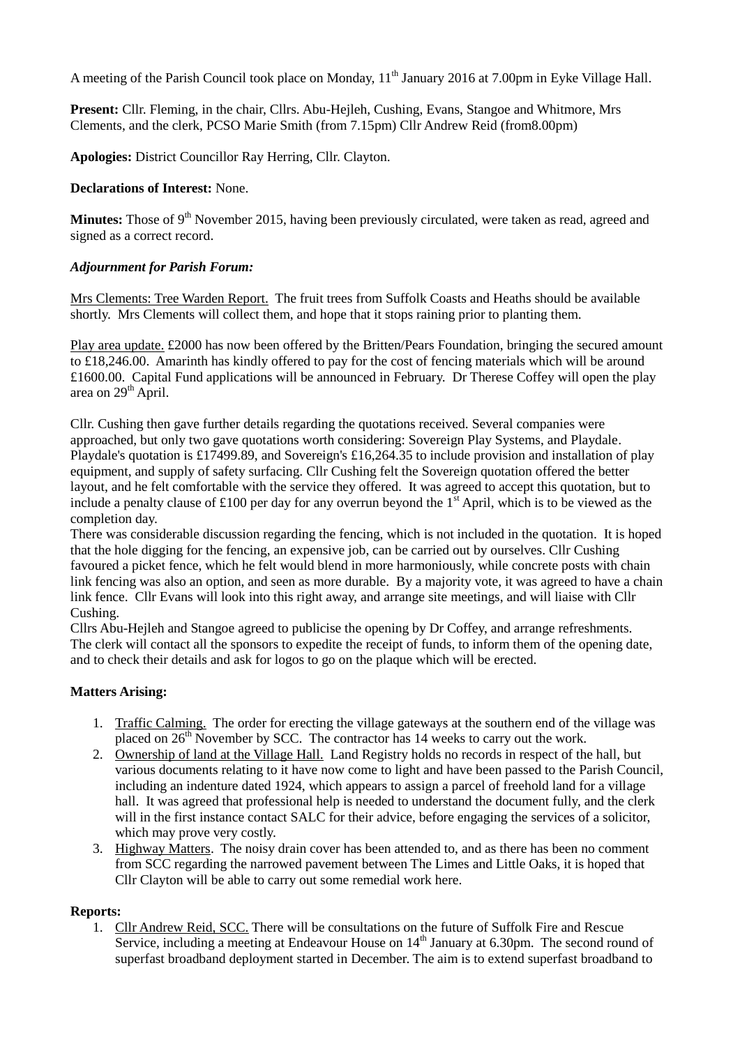A meeting of the Parish Council took place on Monday, 11th January 2016 at 7.00pm in Eyke Village Hall.

**Present:** Cllr. Fleming, in the chair, Cllrs. Abu-Hejleh, Cushing, Evans, Stangoe and Whitmore, Mrs Clements, and the clerk, PCSO Marie Smith (from 7.15pm) Cllr Andrew Reid (from8.00pm)

**Apologies:** District Councillor Ray Herring, Cllr. Clayton.

**Declarations of Interest:** None.

**Minutes:** Those of 9th November 2015, having been previously circulated, were taken as read, agreed and signed as a correct record.

***Adjournment for Parish Forum:***

Mrs Clements: Tree Warden Report. The fruit trees from Suffolk Coasts and Heaths should be available shortly. Mrs Clements will collect them, and hope that it stops raining prior to planting them.

Play area update. £2000 has now been offered by the Britten/Pears Foundation, bringing the secured amount to £18,246.00. Amarinth has kindly offered to pay for the cost of fencing materials which will be around £1600.00. Capital Fund applications will be announced in February. Dr Therese Coffey will open the play area on 29th April.

Cllr. Cushing then gave further details regarding the quotations received. Several companies were approached, but only two gave quotations worth considering: Sovereign Play Systems, and Playdale. Playdale's quotation is £17499.89, and Sovereign's £16,264.35 to include provision and installation of play equipment, and supply of safety surfacing. Cllr Cushing felt the Sovereign quotation offered the better layout, and he felt comfortable with the service they offered. It was agreed to accept this quotation, but to include a penalty clause of £100 per day for any overrun beyond the 1st April, which is to be viewed as the completion day.

There was considerable discussion regarding the fencing, which is not included in the quotation. It is hoped that the hole digging for the fencing, an expensive job, can be carried out by ourselves. Cllr Cushing favoured a picket fence, which he felt would blend in more harmoniously, while concrete posts with chain link fencing was also an option, and seen as more durable. By a majority vote, it was agreed to have a chain link fence. Cllr Evans will look into this right away, and arrange site meetings, and will liaise with Cllr Cushing.

Cllrs Abu-Hejleh and Stangoe agreed to publicise the opening by Dr Coffey, and arrange refreshments. The clerk will contact all the sponsors to expedite the receipt of funds, to inform them of the opening date, and to check their details and ask for logos to go on the plaque which will be erected.

**Matters Arising:**

1. Traffic Calming. The order for erecting the village gateways at the southern end of the village was placed on 26th November by SCC. The contractor has 14 weeks to carry out the work.
2. Ownership of land at the Village Hall. Land Registry holds no records in respect of the hall, but various documents relating to it have now come to light and have been passed to the Parish Council, including an indenture dated 1924, which appears to assign a parcel of freehold land for a village hall. It was agreed that professional help is needed to understand the document fully, and the clerk will in the first instance contact SALC for their advice, before engaging the services of a solicitor, which may prove very costly.
3. Highway Matters. The noisy drain cover has been attended to, and as there has been no comment from SCC regarding the narrowed pavement between The Limes and Little Oaks, it is hoped that Cllr Clayton will be able to carry out some remedial work here.

**Reports:**

1. Cllr Andrew Reid, SCC. There will be consultations on the future of Suffolk Fire and Rescue Service, including a meeting at Endeavour House on 14th January at 6.30pm. The second round of superfast broadband deployment started in December. The aim is to extend superfast broadband to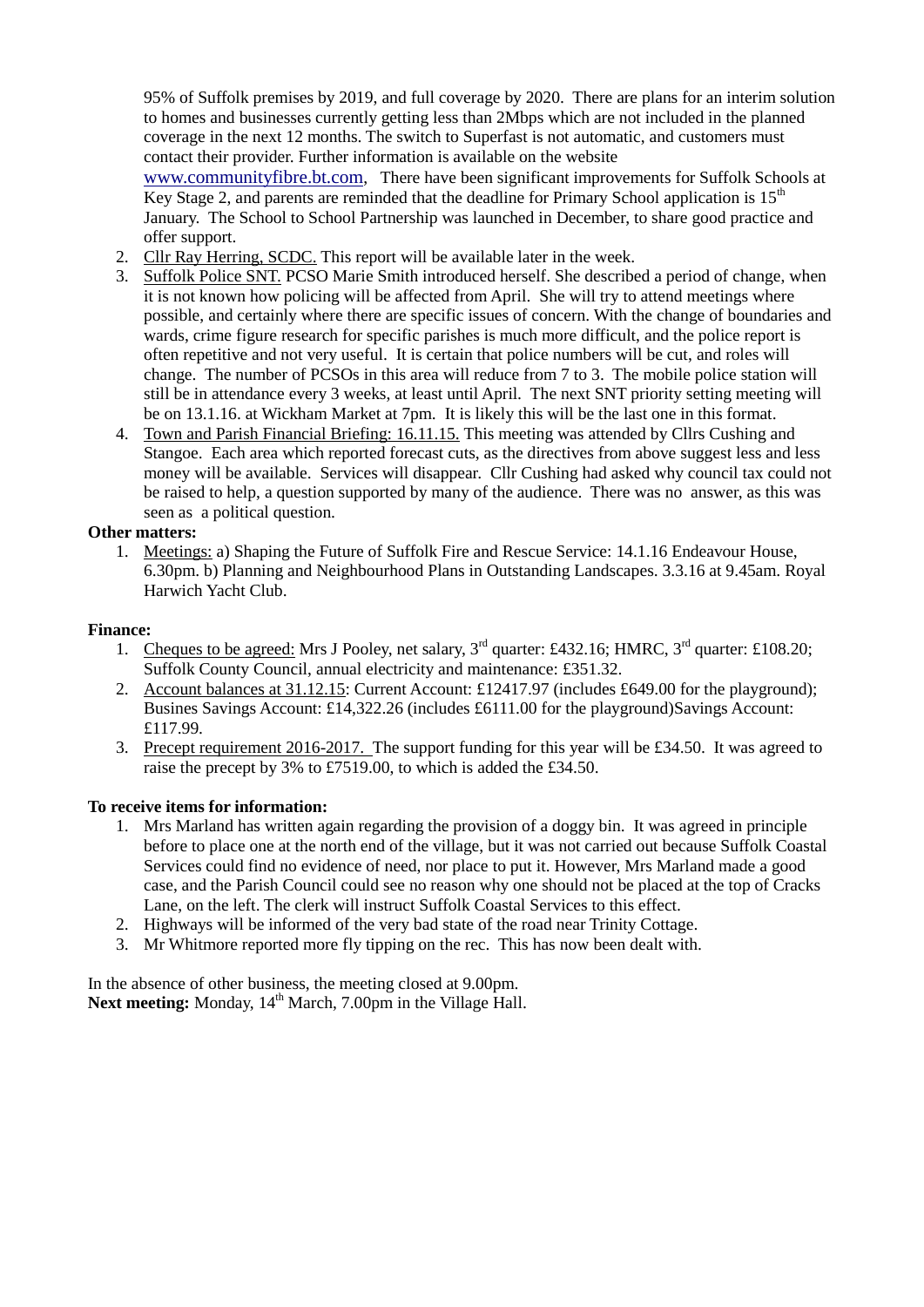95% of Suffolk premises by 2019, and full coverage by 2020. There are plans for an interim solution to homes and businesses currently getting less than 2Mbps which are not included in the planned coverage in the next 12 months. The switch to Superfast is not automatic, and customers must contact their provider. Further information is available on the website www.communityfibre.bt.com, There have been significant improvements for Suffolk Schools at Key Stage 2, and parents are reminded that the deadline for Primary School application is 15th January. The School to School Partnership was launched in December, to share good practice and offer support.

2. Cllr Ray Herring, SCDC. This report will be available later in the week.
3. Suffolk Police SNT. PCSO Marie Smith introduced herself. She described a period of change, when it is not known how policing will be affected from April. She will try to attend meetings where possible, and certainly where there are specific issues of concern. With the change of boundaries and wards, crime figure research for specific parishes is much more difficult, and the police report is often repetitive and not very useful. It is certain that police numbers will be cut, and roles will change. The number of PCSOs in this area will reduce from 7 to 3. The mobile police station will still be in attendance every 3 weeks, at least until April. The next SNT priority setting meeting will be on 13.1.16. at Wickham Market at 7pm. It is likely this will be the last one in this format.
4. Town and Parish Financial Briefing: 16.11.15. This meeting was attended by Cllrs Cushing and Stangoe. Each area which reported forecast cuts, as the directives from above suggest less and less money will be available. Services will disappear. Cllr Cushing had asked why council tax could not be raised to help, a question supported by many of the audience. There was no answer, as this was seen as a political question.

**Other matters:**

1. Meetings: a) Shaping the Future of Suffolk Fire and Rescue Service: 14.1.16 Endeavour House, 6.30pm. b) Planning and Neighbourhood Plans in Outstanding Landscapes. 3.3.16 at 9.45am. Royal Harwich Yacht Club.

**Finance:**

1. Cheques to be agreed: Mrs J Pooley, net salary, 3rd quarter: £432.16; HMRC, 3rd quarter: £108.20; Suffolk County Council, annual electricity and maintenance: £351.32.
2. Account balances at 31.12.15: Current Account: £12417.97 (includes £649.00 for the playground); Busines Savings Account: £14,322.26 (includes £6111.00 for the playground)Savings Account: £117.99.
3. Precept requirement 2016-2017. The support funding for this year will be £34.50. It was agreed to raise the precept by 3% to £7519.00, to which is added the £34.50.

**To receive items for information:**

1. Mrs Marland has written again regarding the provision of a doggy bin. It was agreed in principle before to place one at the north end of the village, but it was not carried out because Suffolk Coastal Services could find no evidence of need, nor place to put it. However, Mrs Marland made a good case, and the Parish Council could see no reason why one should not be placed at the top of Cracks Lane, on the left. The clerk will instruct Suffolk Coastal Services to this effect.
2. Highways will be informed of the very bad state of the road near Trinity Cottage.
3. Mr Whitmore reported more fly tipping on the rec. This has now been dealt with.

In the absence of other business, the meeting closed at 9.00pm.
**Next meeting:** Monday, 14th March, 7.00pm in the Village Hall.